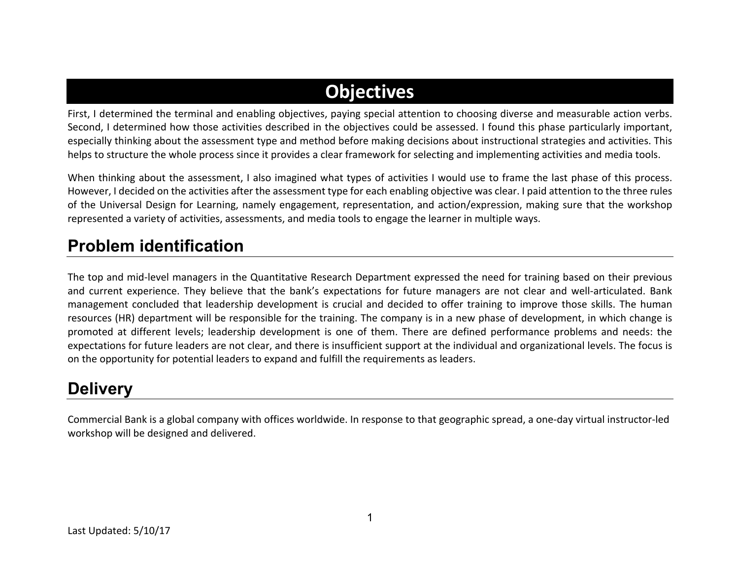# Objectives

First, I determined the terminal and enabling objectives, paying special attention to choosing diverse and measurable action verbs. Second, I determined how those activities described in the objectives could be assessed. I found this phase particularly important, especially thinking about the assessment type and method before making decisions about instructional strategies and activities. This helps to structure the whole process since it provides a clear framework for selecting and implementing activities and media tools.

When thinking about the assessment, I also imagined what types of activities I would use to frame the last phase of this process. However, I decided on the activities after the assessment type for each enabling objective was clear. I paid attention to the three rules of the Universal Design for Learning, namely engagement, representation, and action/expression, making sure that the workshop represented a variety of activities, assessments, and media tools to engage the learner in multiple ways.

## Problem identification

The top and mid-level managers in the Quantitative Research Department expressed the need for training based on their previous and current experience. They believe that the bank's expectations for future managers are not clear and well-articulated. Bank management concluded that leadership development is crucial and decided to offer training to improve those skills. The human resources (HR) department will be responsible for the training. The company is in a new phase of development, in which change is promoted at different levels; leadership development is one of them. There are defined performance problems and needs: the expectations for future leaders are not clear, and there is insufficient support at the individual and organizational levels. The focus is on the opportunity for potential leaders to expand and fulfill the requirements as leaders.

## Delivery

Commercial Bank is a global company with offices worldwide. In response to that geographic spread, a one-day virtual instructor-led workshop will be designed and delivered.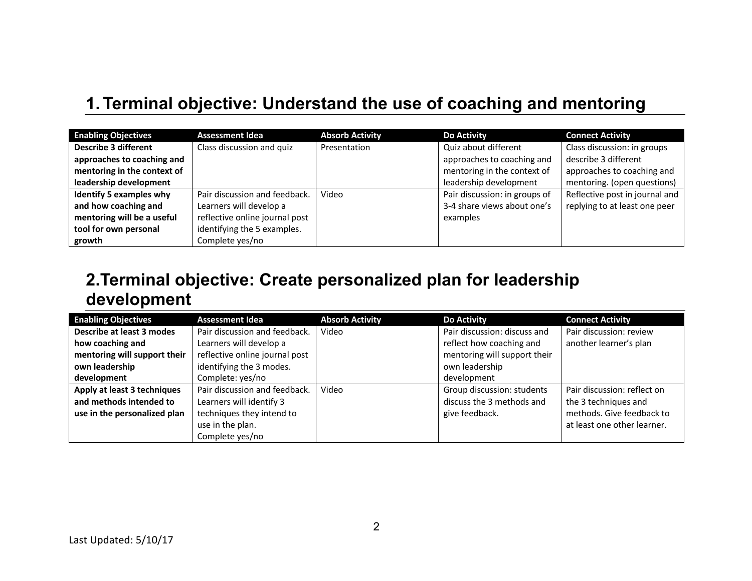## 1. Terminal objective: Understand the use of coaching and mentoring

| Enabling Objectives | Assessment Idea | Absorb Activity | Do Activity | Connect Activity |
|---|---|---|---|---|
| **Describe 3 different approaches to coaching and mentoring in the context of leadership development** | Class discussion and quiz | Presentation | Quiz about different approaches to coaching and mentoring in the context of leadership development | Class discussion: in groups describe 3 different approaches to coaching and mentoring. (open questions) |
| **Identify 5 examples why and how coaching and mentoring will be a useful tool for own personal growth** | Pair discussion and feedback. Learners will develop a reflective online journal post identifying the 5 examples. Complete yes/no | Video | Pair discussion: in groups of 3-4 share views about one's examples | Reflective post in journal and replying to at least one peer |

## 2.Terminal objective: Create personalized plan for leadership development

| Enabling Objectives | Assessment Idea | Absorb Activity | Do Activity | Connect Activity |
|---|---|---|---|---|
| **Describe at least 3 modes how coaching and mentoring will support their own leadership development** | Pair discussion and feedback. Learners will develop a reflective online journal post identifying the 3 modes. Complete: yes/no | Video | Pair discussion: discuss and reflect how coaching and mentoring will support their own leadership development | Pair discussion: review another learner's plan |
| **Apply at least 3 techniques and methods intended to use in the personalized plan** | Pair discussion and feedback. Learners will identify 3 techniques they intend to use in the plan. Complete yes/no | Video | Group discussion: students discuss the 3 methods and give feedback. | Pair discussion: reflect on the 3 techniques and methods. Give feedback to at least one other learner. |

Last Updated: 5/10/17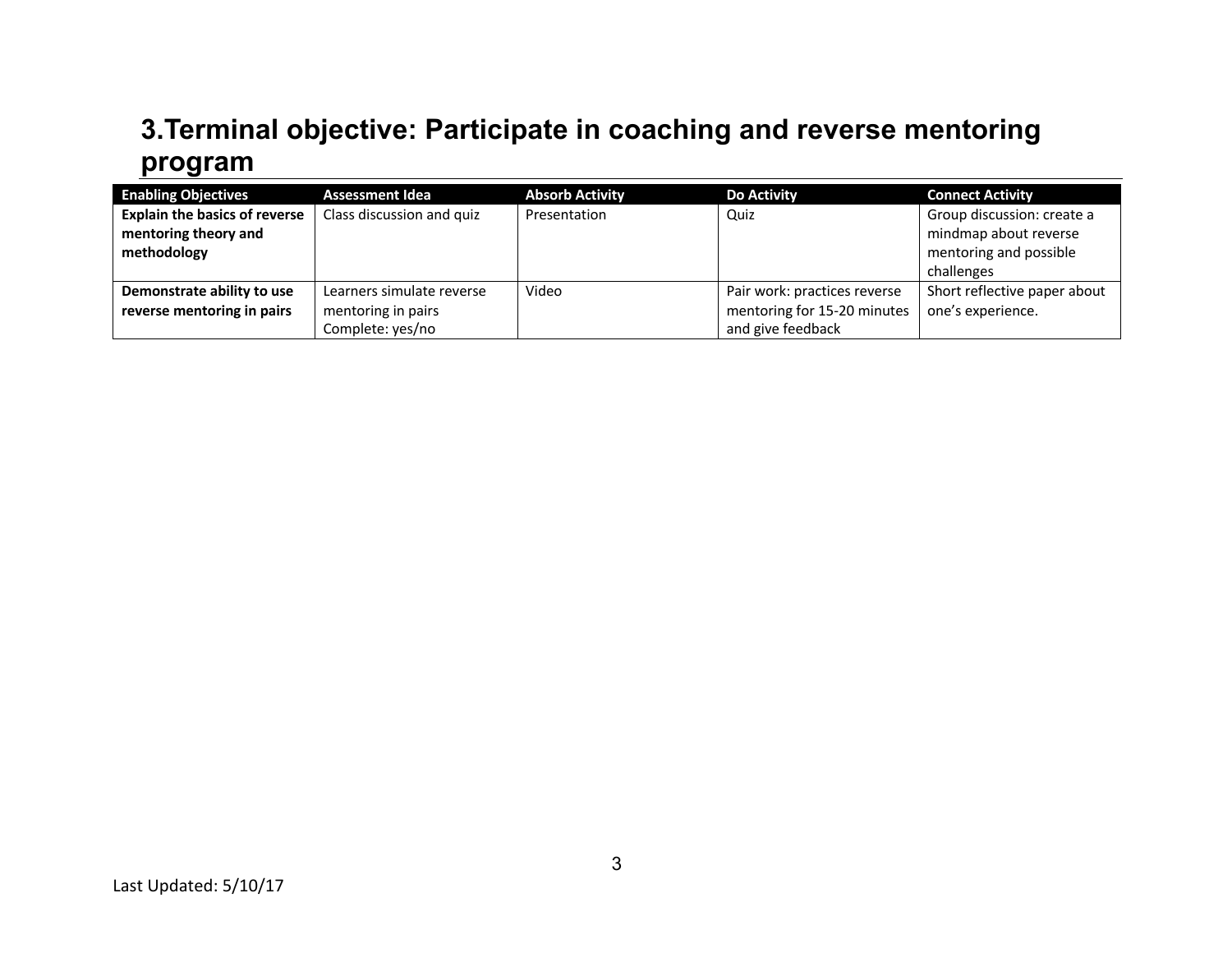# 3.Terminal objective: Participate in coaching and reverse mentoring program

| Enabling Objectives | Assessment Idea | Absorb Activity | Do Activity | Connect Activity |
|---|---|---|---|---|
| **Explain the basics of reverse mentoring theory and methodology** | Class discussion and quiz | Presentation | Quiz | Group discussion: create a mindmap about reverse mentoring and possible challenges |
| **Demonstrate ability to use reverse mentoring in pairs** | Learners simulate reverse mentoring in pairs Complete: yes/no | Video | Pair work: practices reverse mentoring for 15-20 minutes and give feedback | Short reflective paper about one's experience. |

Last Updated: 5/10/17